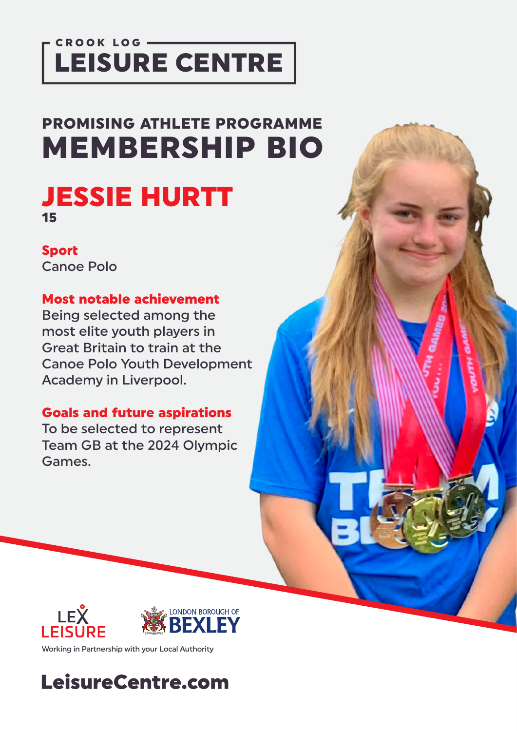CROOK LOG

# LEISURE CENTRE

## PROMISING ATHLETE PROGRAMME
# MEMBERSHIP BIO

## JESSIE HURTT
**15**

**Sport**
Canoe Polo

**Most notable achievement**
Being selected among the most elite youth players in Great Britain to train at the Canoe Polo Youth Development Academy in Liverpool.

**Goals and future aspirations**
To be selected to represent Team GB at the 2024 Olympic Games.

LEX LEISURE

LONDON BOROUGH OF BEXLEY

Working in Partnership with your Local Authority

**LeisureCentre.com**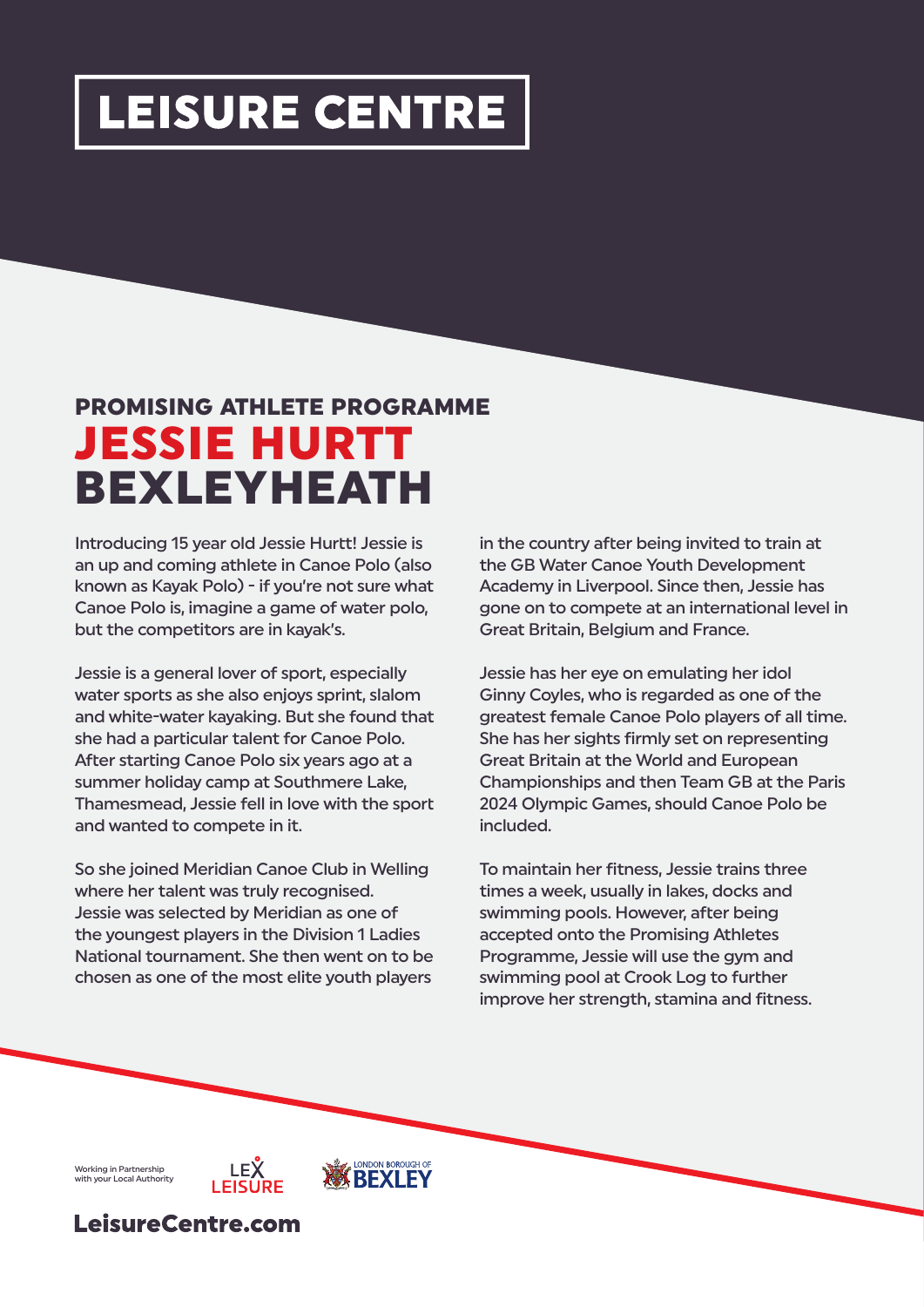# LEISURE CENTRE

## PROMISING ATHLETE PROGRAMME

# JESSIE HURTT

# BEXLEYHEATH

Introducing 15 year old Jessie Hurtt! Jessie is an up and coming athlete in Canoe Polo (also known as Kayak Polo) - if you're not sure what Canoe Polo is, imagine a game of water polo, but the competitors are in kayak's.

Jessie is a general lover of sport, especially water sports as she also enjoys sprint, slalom and white-water kayaking. But she found that she had a particular talent for Canoe Polo. After starting Canoe Polo six years ago at a summer holiday camp at Southmere Lake, Thamesmead, Jessie fell in love with the sport and wanted to compete in it.

So she joined Meridian Canoe Club in Welling where her talent was truly recognised. Jessie was selected by Meridian as one of the youngest players in the Division 1 Ladies National tournament. She then went on to be chosen as one of the most elite youth players in the country after being invited to train at the GB Water Canoe Youth Development Academy in Liverpool. Since then, Jessie has gone on to compete at an international level in Great Britain, Belgium and France.

Jessie has her eye on emulating her idol Ginny Coyles, who is regarded as one of the greatest female Canoe Polo players of all time. She has her sights firmly set on representing Great Britain at the World and European Championships and then Team GB at the Paris 2024 Olympic Games, should Canoe Polo be included.

To maintain her fitness, Jessie trains three times a week, usually in lakes, docks and swimming pools. However, after being accepted onto the Promising Athletes Programme, Jessie will use the gym and swimming pool at Crook Log to further improve her strength, stamina and fitness.

Working in Partnership with your Local Authority

LEX LEISURE

LONDON BOROUGH OF BEXLEY

LeisureCentre.com